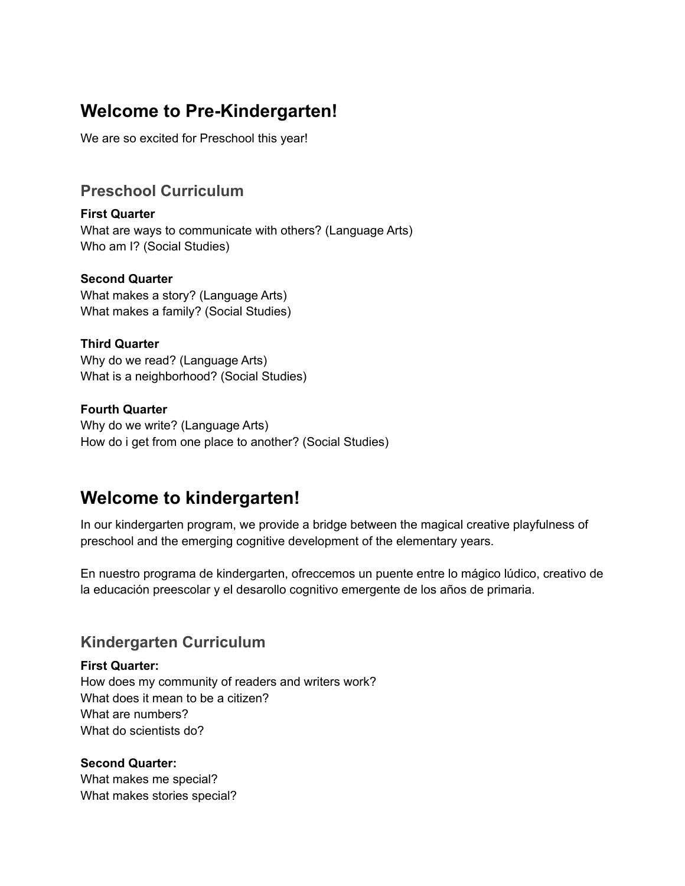# Welcome to Pre-Kindergarten!

We are so excited for Preschool this year!

## Preschool Curriculum

**First Quarter**
What are ways to communicate with others? (Language Arts)
Who am I? (Social Studies)

**Second Quarter**
What makes a story? (Language Arts)
What makes a family? (Social Studies)

**Third Quarter**
Why do we read? (Language Arts)
What is a neighborhood? (Social Studies)

**Fourth Quarter**
Why do we write? (Language Arts)
How do i get from one place to another? (Social Studies)

# Welcome to kindergarten!

In our kindergarten program, we provide a bridge between the magical creative playfulness of preschool and the emerging cognitive development of the elementary years.

En nuestro programa de kindergarten, ofreccemos un puente entre lo mágico lúdico, creativo de la educación preescolar y el desarollo cognitivo emergente de los años de primaria.

## Kindergarten Curriculum

**First Quarter:**
How does my community of readers and writers work?
What does it mean to be a citizen?
What are numbers?
What do scientists do?

**Second Quarter:**
What makes me special?
What makes stories special?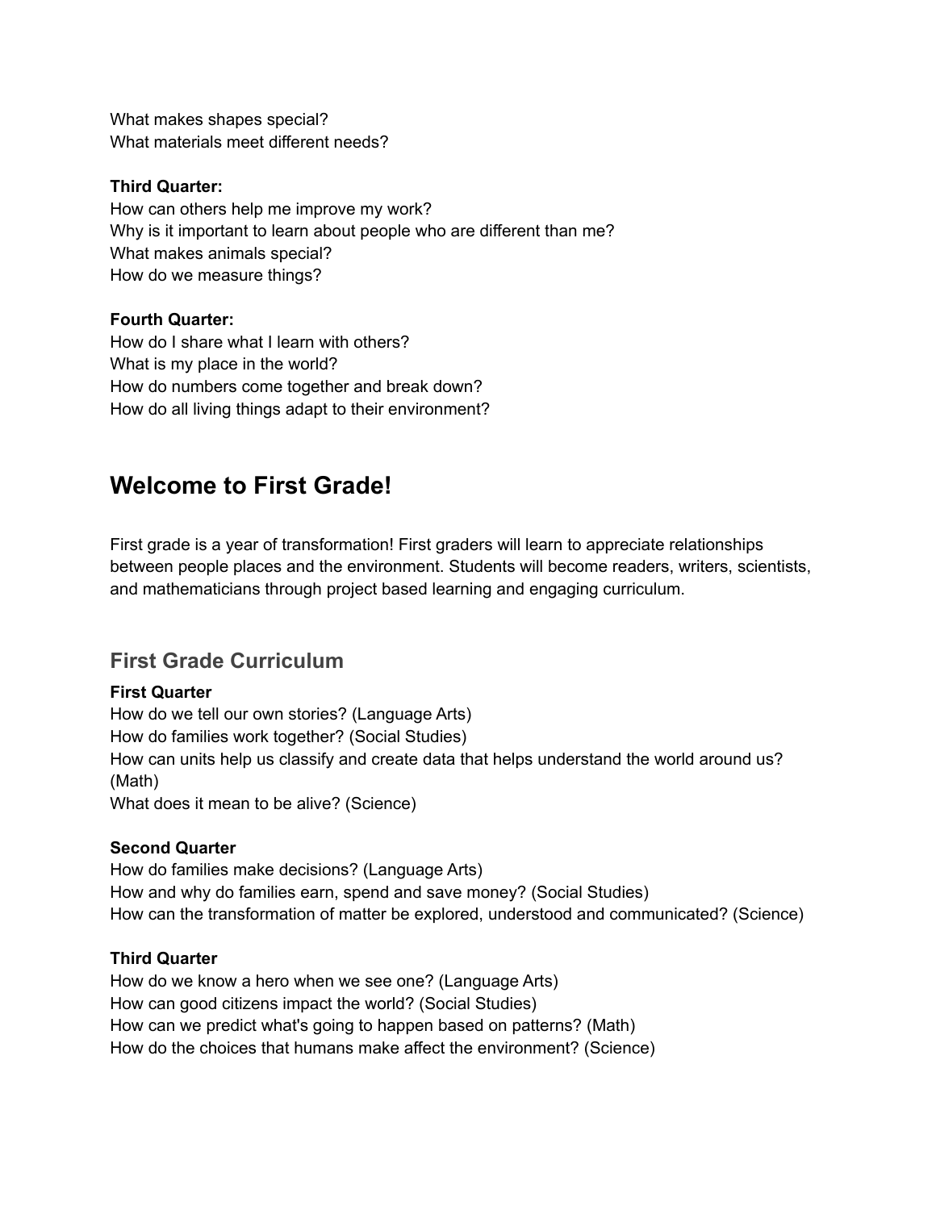What makes shapes special?
What materials meet different needs?

**Third Quarter:**
How can others help me improve my work?
Why is it important to learn about people who are different than me?
What makes animals special?
How do we measure things?

**Fourth Quarter:**
How do I share what I learn with others?
What is my place in the world?
How do numbers come together and break down?
How do all living things adapt to their environment?

# Welcome to First Grade!

First grade is a year of transformation! First graders will learn to appreciate relationships between people places and the environment. Students will become readers, writers, scientists, and mathematicians through project based learning and engaging curriculum.

## First Grade Curriculum

**First Quarter**
How do we tell our own stories? (Language Arts)
How do families work together? (Social Studies)
How can units help us classify and create data that helps understand the world around us? (Math)
What does it mean to be alive? (Science)

**Second Quarter**
How do families make decisions? (Language Arts)
How and why do families earn, spend and save money? (Social Studies)
How can the transformation of matter be explored, understood and communicated? (Science)

**Third Quarter**
How do we know a hero when we see one? (Language Arts)
How can good citizens impact the world? (Social Studies)
How can we predict what's going to happen based on patterns? (Math)
How do the choices that humans make affect the environment? (Science)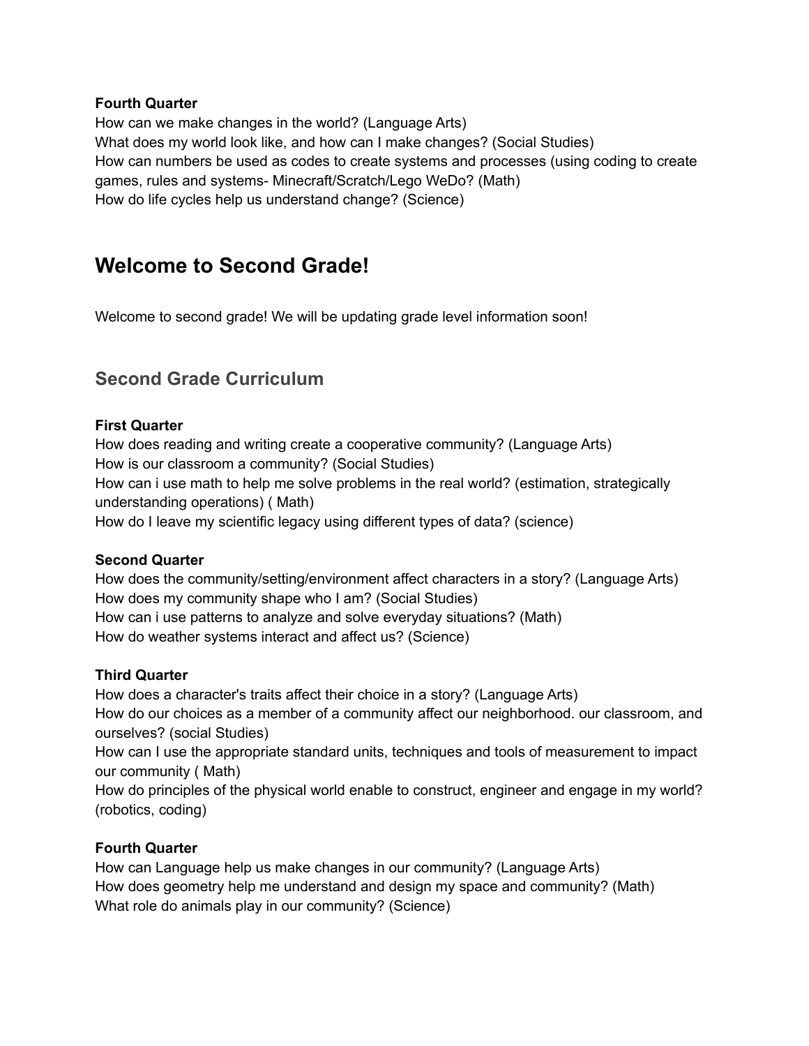**Fourth Quarter**

How can we make changes in the world? (Language Arts)
What does my world look like, and how can I make changes? (Social Studies)
How can numbers be used as codes to create systems and processes (using coding to create games, rules and systems- Minecraft/Scratch/Lego WeDo? (Math)
How do life cycles help us understand change? (Science)

# Welcome to Second Grade!

Welcome to second grade! We will be updating grade level information soon!

## Second Grade Curriculum

**First Quarter**

How does reading and writing create a cooperative community? (Language Arts)
How is our classroom a community? (Social Studies)
How can i use math to help me solve problems in the real world? (estimation, strategically understanding operations) ( Math)
How do I leave my scientific legacy using different types of data? (science)

**Second Quarter**

How does the community/setting/environment affect characters in a story? (Language Arts)
How does my community shape who I am? (Social Studies)
How can i use patterns to analyze and solve everyday situations? (Math)
How do weather systems interact and affect us? (Science)

**Third Quarter**

How does a character's traits affect their choice in a story? (Language Arts)
How do our choices as a member of a community affect our neighborhood. our classroom, and ourselves? (social Studies)
How can I use the appropriate standard units, techniques and tools of measurement to impact our community ( Math)
How do principles of the physical world enable to construct, engineer and engage in my world? (robotics, coding)

**Fourth Quarter**

How can Language help us make changes in our community? (Language Arts)
How does geometry help me understand and design my space and community? (Math)
What role do animals play in our community? (Science)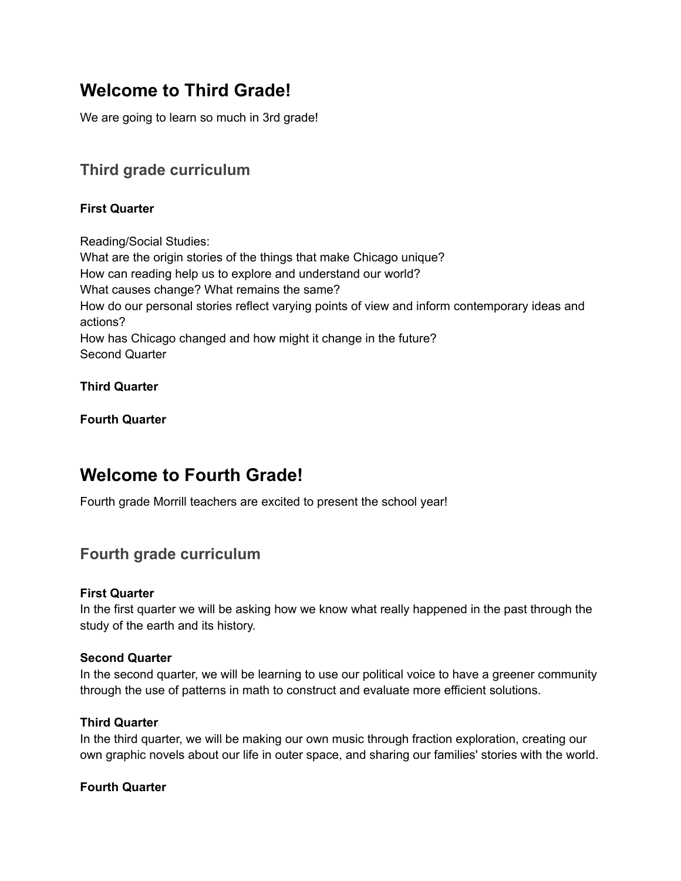# Welcome to Third Grade!

We are going to learn so much in 3rd grade!

## Third grade curriculum

**First Quarter**

Reading/Social Studies:
What are the origin stories of the things that make Chicago unique?
How can reading help us to explore and understand our world?
What causes change? What remains the same?
How do our personal stories reflect varying points of view and inform contemporary ideas and actions?
How has Chicago changed and how might it change in the future?
Second Quarter

**Third Quarter**

**Fourth Quarter**

# Welcome to Fourth Grade!

Fourth grade Morrill teachers are excited to present the school year!

## Fourth grade curriculum

**First Quarter**
In the first quarter we will be asking how we know what really happened in the past through the study of the earth and its history.

**Second Quarter**
In the second quarter, we will be learning to use our political voice to have a greener community through the use of patterns in math to construct and evaluate more efficient solutions.

**Third Quarter**
In the third quarter, we will be making our own music through fraction exploration, creating our own graphic novels about our life in outer space, and sharing our families' stories with the world.

**Fourth Quarter**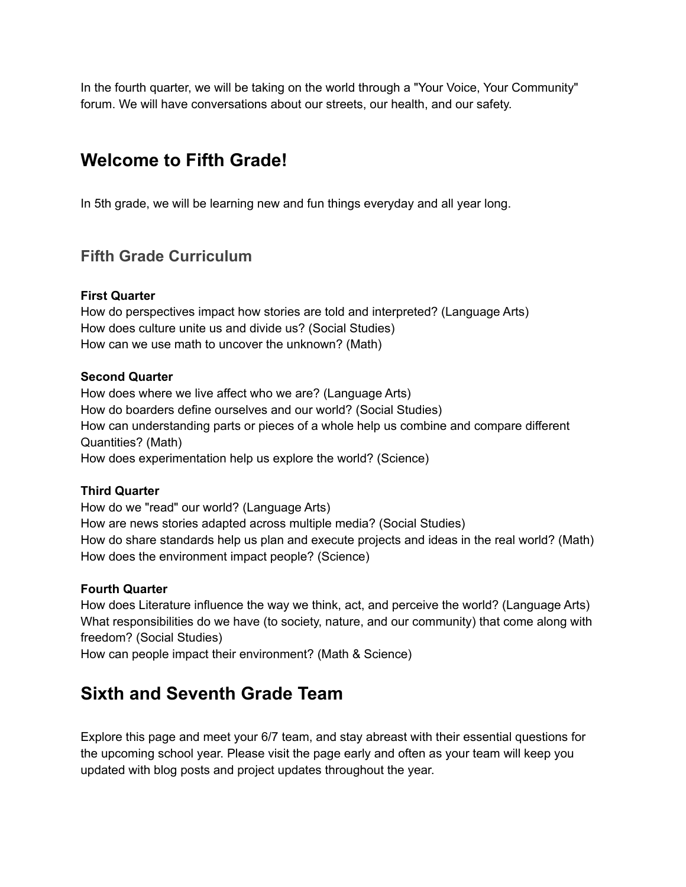In the fourth quarter, we will be taking on the world through a "Your Voice, Your Community" forum. We will have conversations about our streets, our health, and our safety.

# Welcome to Fifth Grade!

In 5th grade, we will be learning new and fun things everyday and all year long.

## Fifth Grade Curriculum

**First Quarter**
How do perspectives impact how stories are told and interpreted? (Language Arts)
How does culture unite us and divide us? (Social Studies)
How can we use math to uncover the unknown? (Math)

**Second Quarter**
How does where we live affect who we are? (Language Arts)
How do boarders define ourselves and our world? (Social Studies)
How can understanding parts or pieces of a whole help us combine and compare different Quantities? (Math)
How does experimentation help us explore the world? (Science)

**Third Quarter**
How do we "read" our world? (Language Arts)
How are news stories adapted across multiple media? (Social Studies)
How do share standards help us plan and execute projects and ideas in the real world? (Math)
How does the environment impact people? (Science)

**Fourth Quarter**
How does Literature influence the way we think, act, and perceive the world? (Language Arts)
What responsibilities do we have (to society, nature, and our community) that come along with freedom? (Social Studies)
How can people impact their environment? (Math & Science)

# Sixth and Seventh Grade Team

Explore this page and meet your 6/7 team, and stay abreast with their essential questions for the upcoming school year. Please visit the page early and often as your team will keep you updated with blog posts and project updates throughout the year.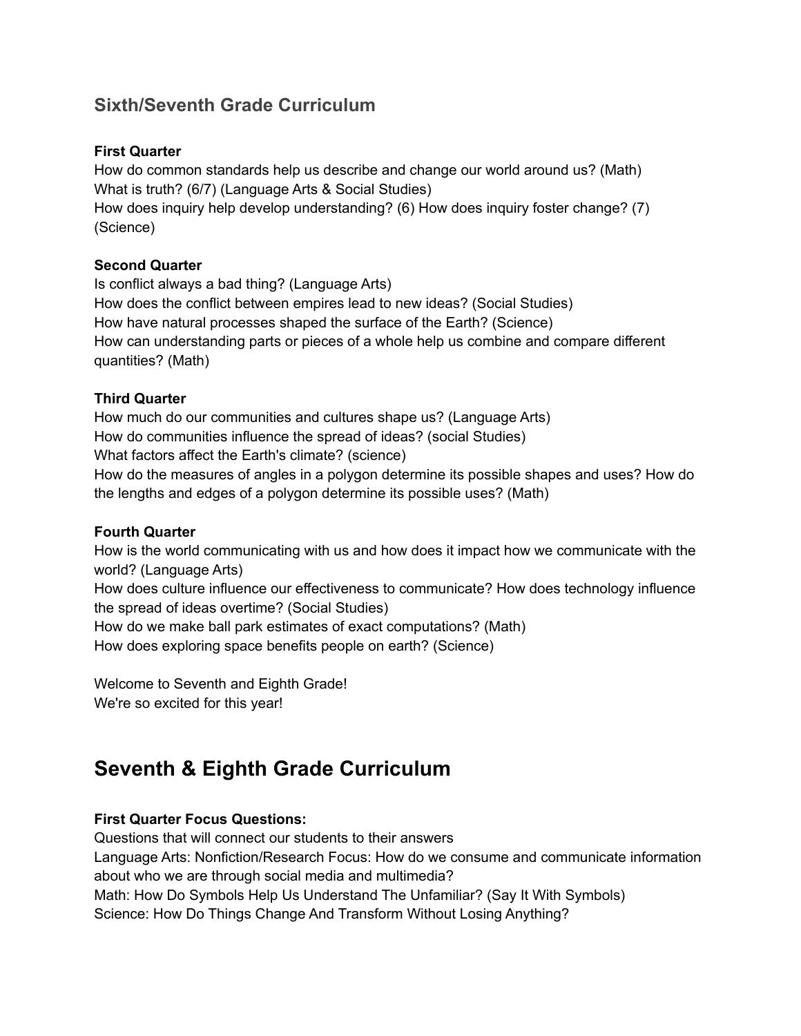## Sixth/Seventh Grade Curriculum

**First Quarter**
How do common standards help us describe and change our world around us? (Math)
What is truth? (6/7) (Language Arts & Social Studies)
How does inquiry help develop understanding? (6) How does inquiry foster change? (7) (Science)

**Second Quarter**
Is conflict always a bad thing? (Language Arts)
How does the conflict between empires lead to new ideas? (Social Studies)
How have natural processes shaped the surface of the Earth? (Science)
How can understanding parts or pieces of a whole help us combine and compare different quantities? (Math)

**Third Quarter**
How much do our communities and cultures shape us? (Language Arts)
How do communities influence the spread of ideas? (social Studies)
What factors affect the Earth's climate? (science)
How do the measures of angles in a polygon determine its possible shapes and uses? How do the lengths and edges of a polygon determine its possible uses? (Math)

**Fourth Quarter**
How is the world communicating with us and how does it impact how we communicate with the world? (Language Arts)
How does culture influence our effectiveness to communicate? How does technology influence the spread of ideas overtime? (Social Studies)
How do we make ball park estimates of exact computations? (Math)
How does exploring space benefits people on earth? (Science)

Welcome to Seventh and Eighth Grade!
We're so excited for this year!

# Seventh & Eighth Grade Curriculum

**First Quarter Focus Questions:**
Questions that will connect our students to their answers
Language Arts: Nonfiction/Research Focus: How do we consume and communicate information about who we are through social media and multimedia?
Math: How Do Symbols Help Us Understand The Unfamiliar? (Say It With Symbols)
Science: How Do Things Change And Transform Without Losing Anything?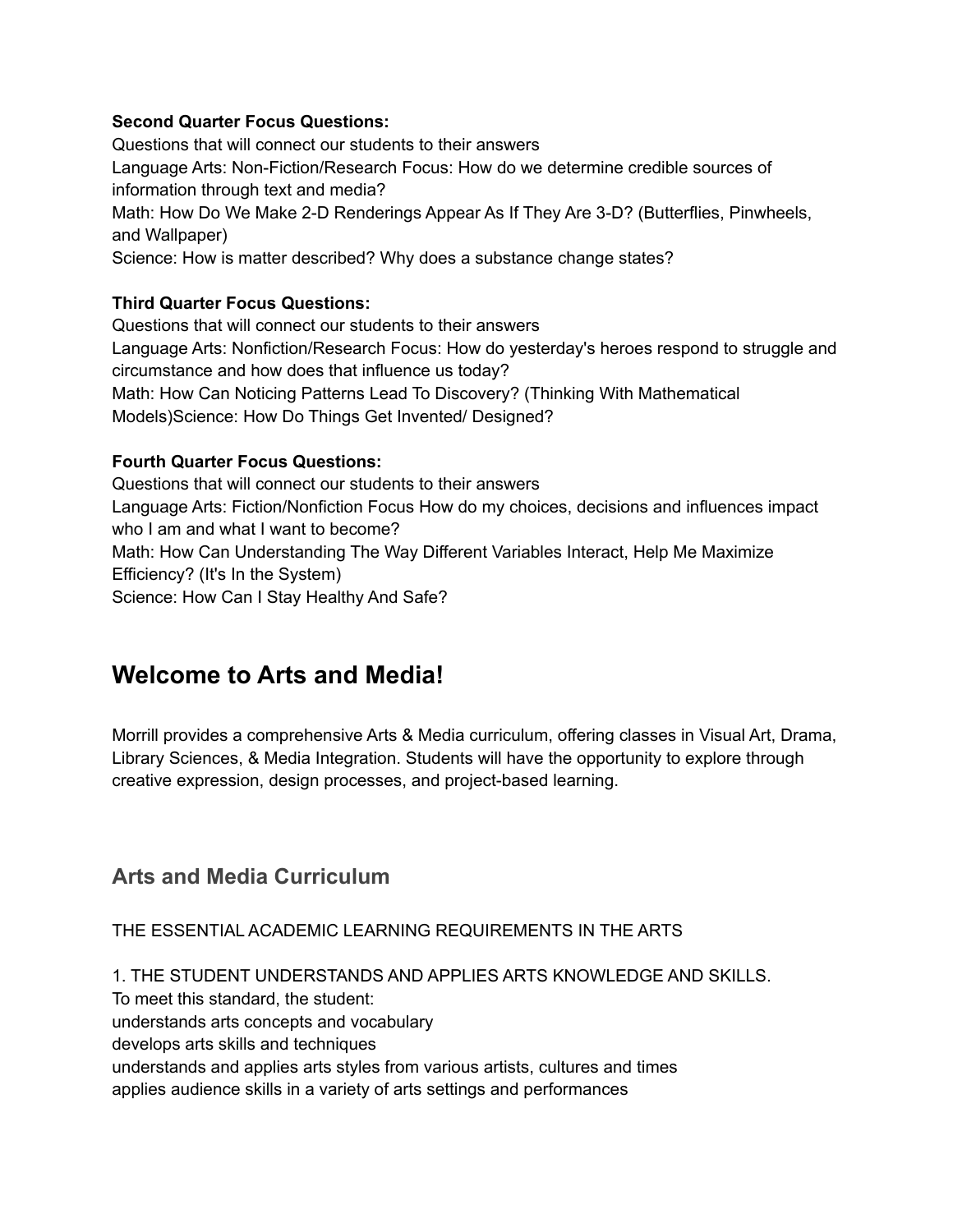**Second Quarter Focus Questions:**
Questions that will connect our students to their answers
Language Arts: Non-Fiction/Research Focus: How do we determine credible sources of information through text and media?
Math: How Do We Make 2-D Renderings Appear As If They Are 3-D? (Butterflies, Pinwheels, and Wallpaper)
Science: How is matter described? Why does a substance change states?

**Third Quarter Focus Questions:**
Questions that will connect our students to their answers
Language Arts: Nonfiction/Research Focus: How do yesterday's heroes respond to struggle and circumstance and how does that influence us today?
Math: How Can Noticing Patterns Lead To Discovery? (Thinking With Mathematical Models)Science: How Do Things Get Invented/ Designed?

**Fourth Quarter Focus Questions:**
Questions that will connect our students to their answers
Language Arts: Fiction/Nonfiction Focus How do my choices, decisions and influences impact who I am and what I want to become?
Math: How Can Understanding The Way Different Variables Interact, Help Me Maximize Efficiency? (It's In the System)
Science: How Can I Stay Healthy And Safe?

# Welcome to Arts and Media!

Morrill provides a comprehensive Arts & Media curriculum, offering classes in Visual Art, Drama, Library Sciences, & Media Integration. Students will have the opportunity to explore through creative expression, design processes, and project-based learning.

## Arts and Media Curriculum

THE ESSENTIAL ACADEMIC LEARNING REQUIREMENTS IN THE ARTS

1. THE STUDENT UNDERSTANDS AND APPLIES ARTS KNOWLEDGE AND SKILLS.
To meet this standard, the student:
understands arts concepts and vocabulary
develops arts skills and techniques
understands and applies arts styles from various artists, cultures and times
applies audience skills in a variety of arts settings and performances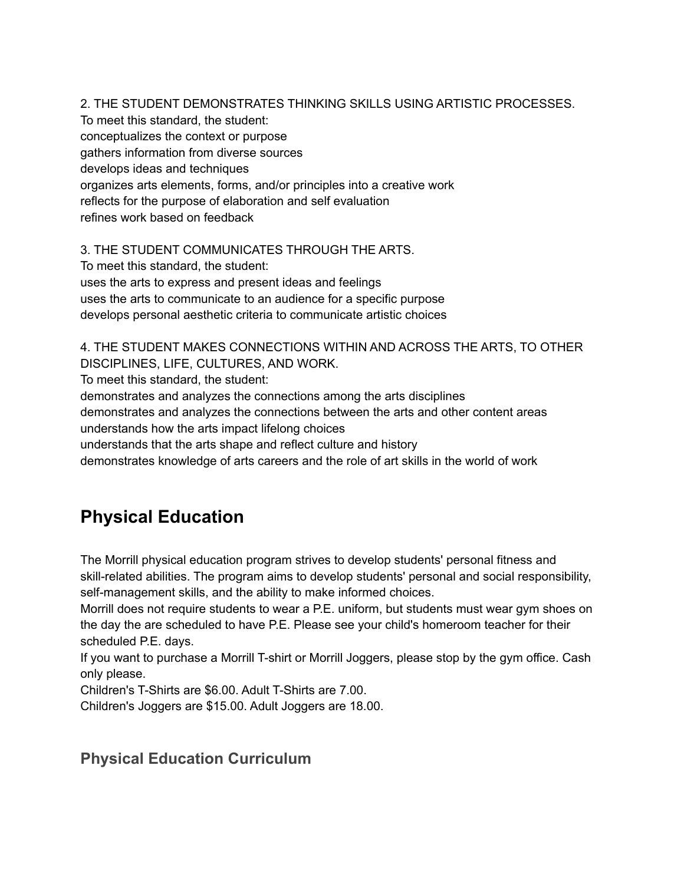2. THE STUDENT DEMONSTRATES THINKING SKILLS USING ARTISTIC PROCESSES.
To meet this standard, the student:
conceptualizes the context or purpose
gathers information from diverse sources
develops ideas and techniques
organizes arts elements, forms, and/or principles into a creative work
reflects for the purpose of elaboration and self evaluation
refines work based on feedback

3. THE STUDENT COMMUNICATES THROUGH THE ARTS.
To meet this standard, the student:
uses the arts to express and present ideas and feelings
uses the arts to communicate to an audience for a specific purpose
develops personal aesthetic criteria to communicate artistic choices

4. THE STUDENT MAKES CONNECTIONS WITHIN AND ACROSS THE ARTS, TO OTHER DISCIPLINES, LIFE, CULTURES, AND WORK.
To meet this standard, the student:
demonstrates and analyzes the connections among the arts disciplines
demonstrates and analyzes the connections between the arts and other content areas
understands how the arts impact lifelong choices
understands that the arts shape and reflect culture and history
demonstrates knowledge of arts careers and the role of art skills in the world of work

## Physical Education

The Morrill physical education program strives to develop students' personal fitness and skill-related abilities. The program aims to develop students' personal and social responsibility, self-management skills, and the ability to make informed choices.
Morrill does not require students to wear a P.E. uniform, but students must wear gym shoes on the day the are scheduled to have P.E. Please see your child's homeroom teacher for their scheduled P.E. days.
If you want to purchase a Morrill T-shirt or Morrill Joggers, please stop by the gym office. Cash only please.
Children's T-Shirts are $6.00. Adult T-Shirts are 7.00.
Children's Joggers are $15.00. Adult Joggers are 18.00.

### Physical Education Curriculum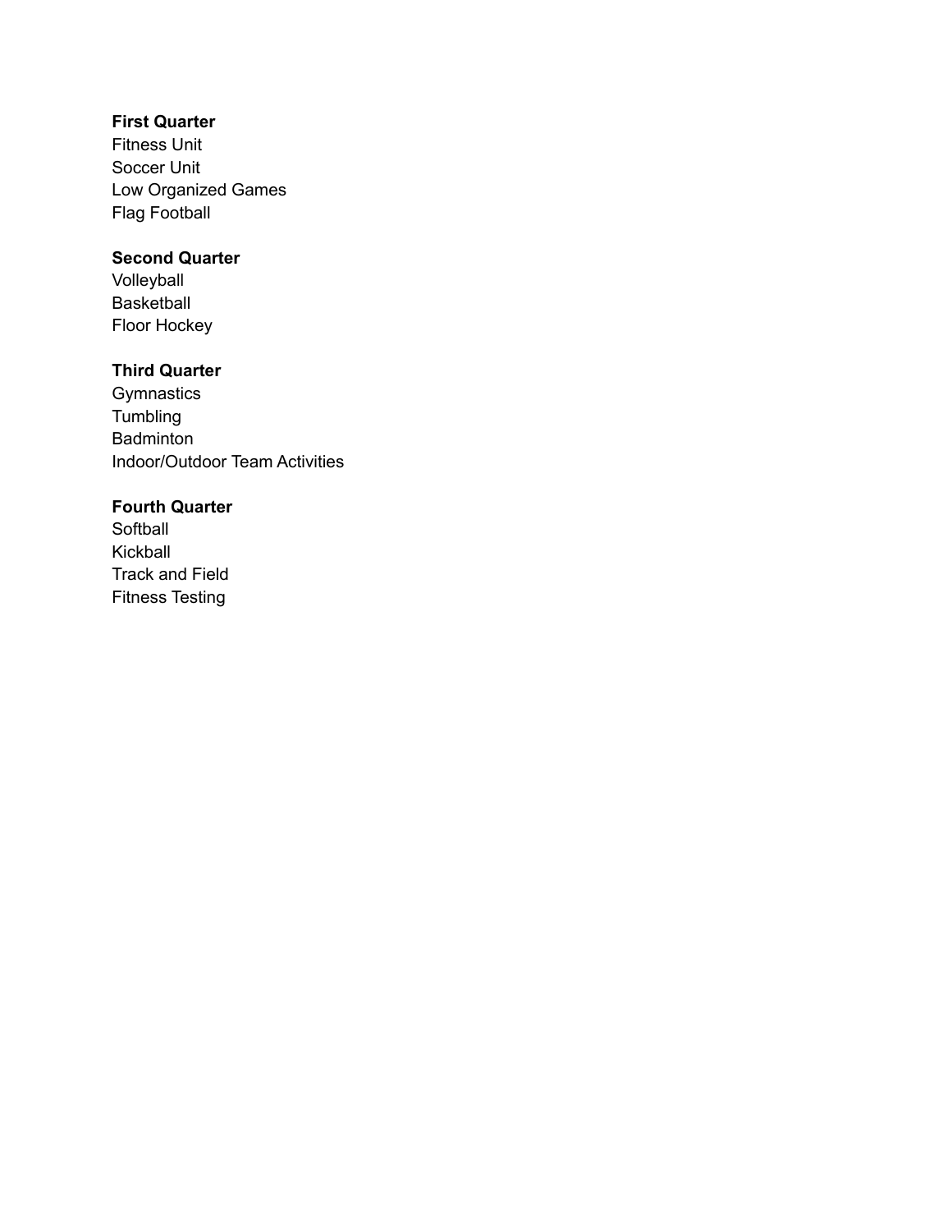**First Quarter**
Fitness Unit
Soccer Unit
Low Organized Games
Flag Football

**Second Quarter**
Volleyball
Basketball
Floor Hockey

**Third Quarter**
Gymnastics
Tumbling
Badminton
Indoor/Outdoor Team Activities

**Fourth Quarter**
Softball
Kickball
Track and Field
Fitness Testing